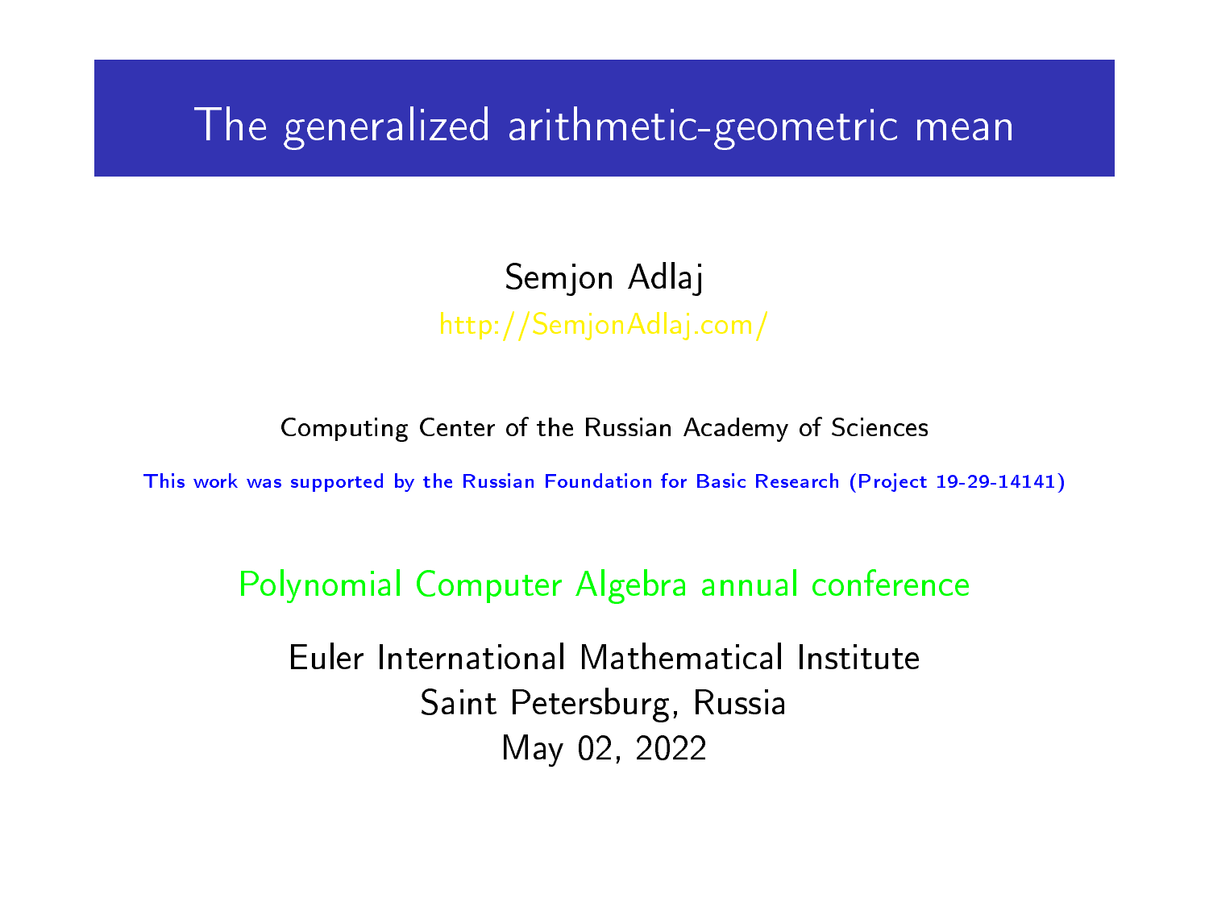# The generalized arithmetic-geometric mean

Semjon Adlaj

http://SemjonAdlaj.com/

Computing Center of the Russian Academy of Sciences

This work was supported by the Russian Foundation for Basic Research (Project 19-29-14141)

Polynomial Computer Algebra annual conference

Euler International Mathematical Institute
Saint Petersburg, Russia
May 02, 2022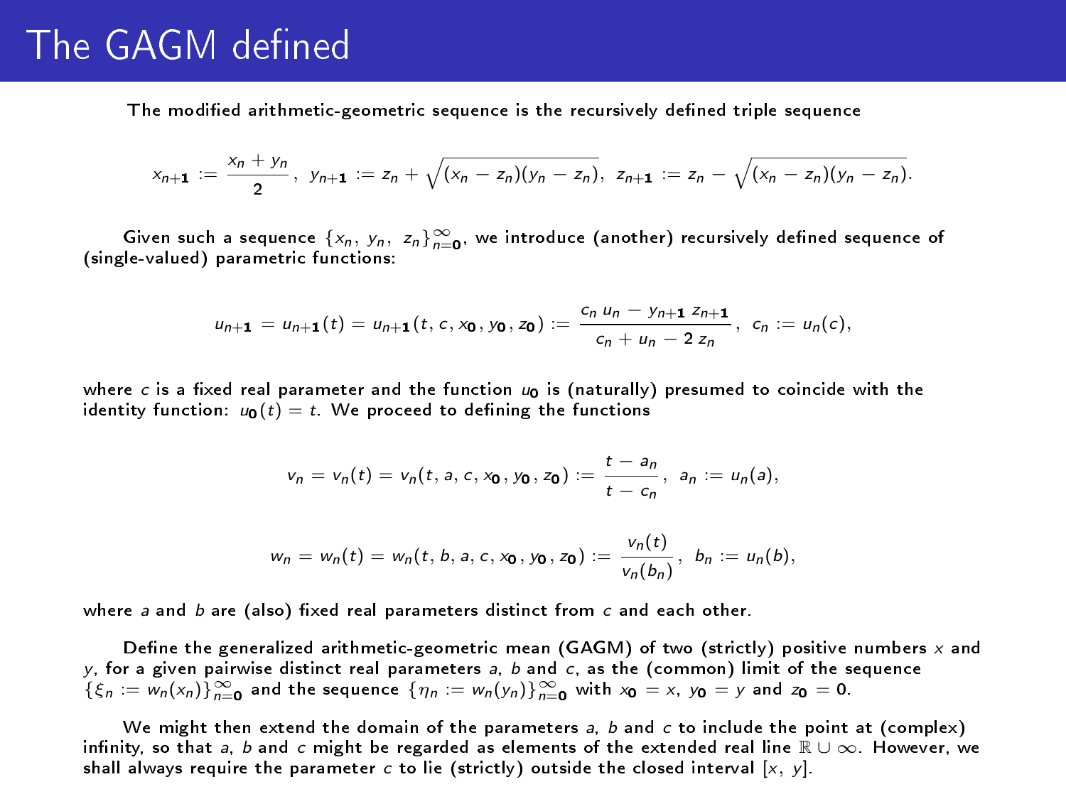# The GAGM defined

The modified arithmetic-geometric sequence is the recursively defined triple sequence

$$x_{n+1} := \frac{x_n + y_n}{2}, \; y_{n+1} := z_n + \sqrt{(x_n - z_n)(y_n - z_n)}, \; z_{n+1} := z_n - \sqrt{(x_n - z_n)(y_n - z_n)}.$$

Given such a sequence $\{x_n, \, y_n, \, z_n\}_{n=0}^{\infty}$, we introduce (another) recursively defined sequence of (single-valued) parametric functions:

$$u_{n+1} = u_{n+1}(t) = u_{n+1}(t, c, x_0, y_0, z_0) := \frac{c_n \, u_n - y_{n+1} \, z_{n+1}}{c_n + u_n - 2 \, z_n}, \; c_n := u_n(c),$$

where $c$ is a fixed real parameter and the function $u_0$ is (naturally) presumed to coincide with the identity function: $u_0(t) = t$. We proceed to defining the functions

$$v_n = v_n(t) = v_n(t, a, c, x_0, y_0, z_0) := \frac{t - a_n}{t - c_n}, \; a_n := u_n(a),$$

$$w_n = w_n(t) = w_n(t, b, a, c, x_0, y_0, z_0) := \frac{v_n(t)}{v_n(b_n)}, \; b_n := u_n(b),$$

where $a$ and $b$ are (also) fixed real parameters distinct from $c$ and each other.

Define the generalized arithmetic-geometric mean (GAGM) of two (strictly) positive numbers $x$ and $y$, for a given pairwise distinct real parameters $a$, $b$ and $c$, as the (common) limit of the sequence $\{\xi_n := w_n(x_n)\}_{n=0}^{\infty}$ and the sequence $\{\eta_n := w_n(y_n)\}_{n=0}^{\infty}$ with $x_0 = x$, $y_0 = y$ and $z_0 = 0$.

We might then extend the domain of the parameters $a$, $b$ and $c$ to include the point at (complex) infinity, so that $a$, $b$ and $c$ might be regarded as elements of the extended real line $\mathbb{R} \cup \infty$. However, we shall always require the parameter $c$ to lie (strictly) outside the closed interval $[x, \, y]$.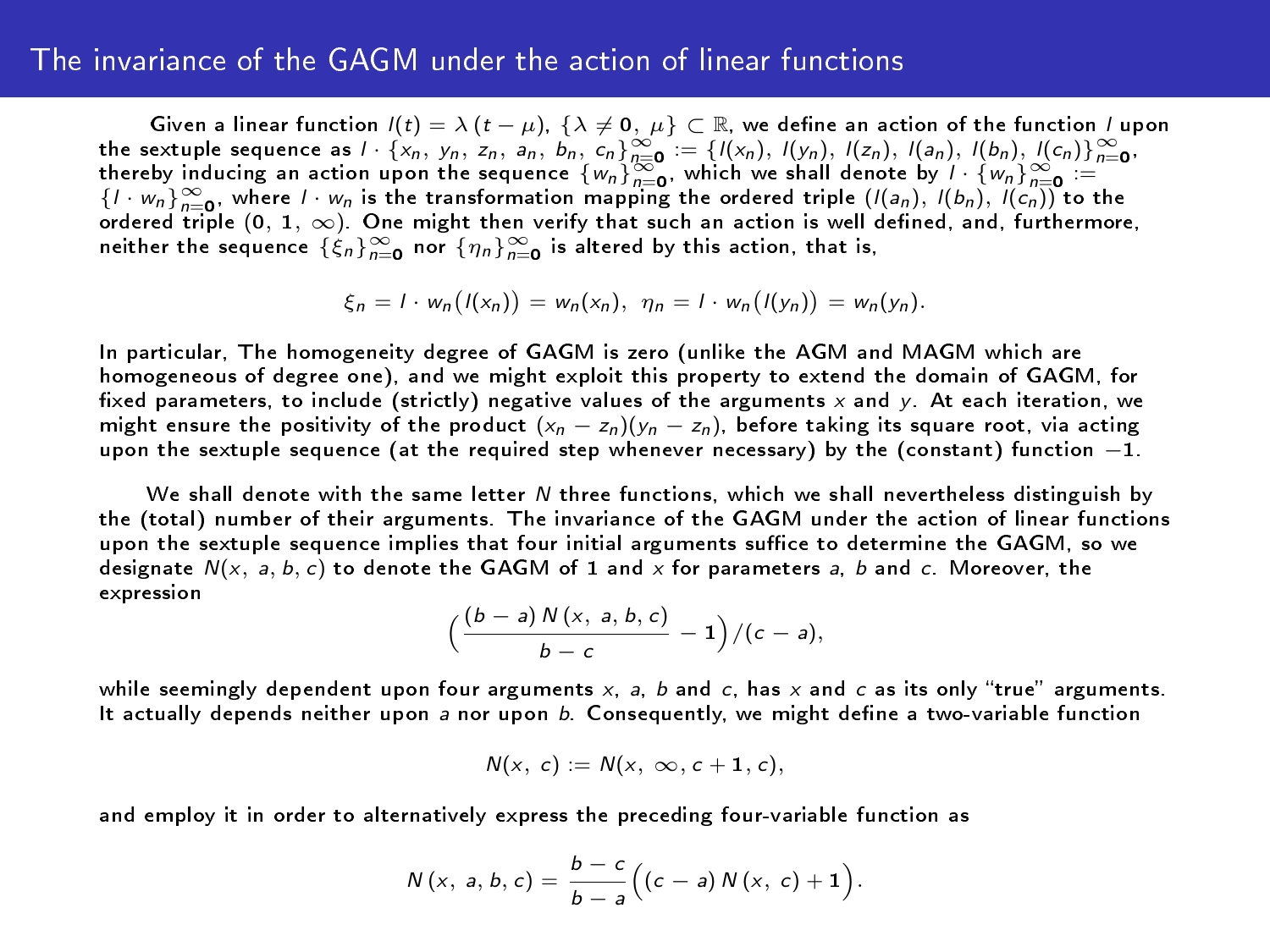# The invariance of the GAGM under the action of linear functions

Given a linear function $l(t) = \lambda\,(t-\mu)$, $\{\lambda \neq 0,\ \mu\} \subset \mathbb{R}$, we define an action of the function $l$ upon the sextuple sequence as $l \cdot \{x_n,\ y_n,\ z_n,\ a_n,\ b_n,\ c_n\}_{n=0}^{\infty} := \{l(x_n),\ l(y_n),\ l(z_n),\ l(a_n),\ l(b_n),\ l(c_n)\}_{n=0}^{\infty}$, thereby inducing an action upon the sequence $\{w_n\}_{n=0}^{\infty}$, which we shall denote by $l \cdot \{w_n\}_{n=0}^{\infty} := \{l \cdot w_n\}_{n=0}^{\infty}$, where $l \cdot w_n$ is the transformation mapping the ordered triple $(l(a_n),\ l(b_n),\ l(c_n))$ to the ordered triple $(0,\ 1,\ \infty)$. One might then verify that such an action is well defined, and, furthermore, neither the sequence $\{\xi_n\}_{n=0}^{\infty}$ nor $\{\eta_n\}_{n=0}^{\infty}$ is altered by this action, that is,

$$\xi_n = l \cdot w_n\big(l(x_n)\big) = w_n(x_n),\ \ \eta_n = l \cdot w_n\big(l(y_n)\big) = w_n(y_n).$$

In particular, The homogeneity degree of GAGM is zero (unlike the AGM and MAGM which are homogeneous of degree one), and we might exploit this property to extend the domain of GAGM, for fixed parameters, to include (strictly) negative values of the arguments $x$ and $y$. At each iteration, we might ensure the positivity of the product $(x_n - z_n)(y_n - z_n)$, before taking its square root, via acting upon the sextuple sequence (at the required step whenever necessary) by the (constant) function $-1$.

We shall denote with the same letter $N$ three functions, which we shall nevertheless distinguish by the (total) number of their arguments. The invariance of the GAGM under the action of linear functions upon the sextuple sequence implies that four initial arguments suffice to determine the GAGM, so we designate $N(x,\ a, b, c)$ to denote the GAGM of 1 and $x$ for parameters $a$, $b$ and $c$. Moreover, the expression

$$\Big(\frac{(b-a)\,N\,(x,\ a, b, c)}{b-c} - 1\Big)/(c-a),$$

while seemingly dependent upon four arguments $x$, $a$, $b$ and $c$, has $x$ and $c$ as its only "true" arguments. It actually depends neither upon $a$ nor upon $b$. Consequently, we might define a two-variable function

$$N(x,\ c) := N(x,\ \infty, c+1, c),$$

and employ it in order to alternatively express the preceding four-variable function as

$$N\,(x,\ a, b, c) = \frac{b-c}{b-a}\Big((c-a)\,N\,(x,\ c) + 1\Big).$$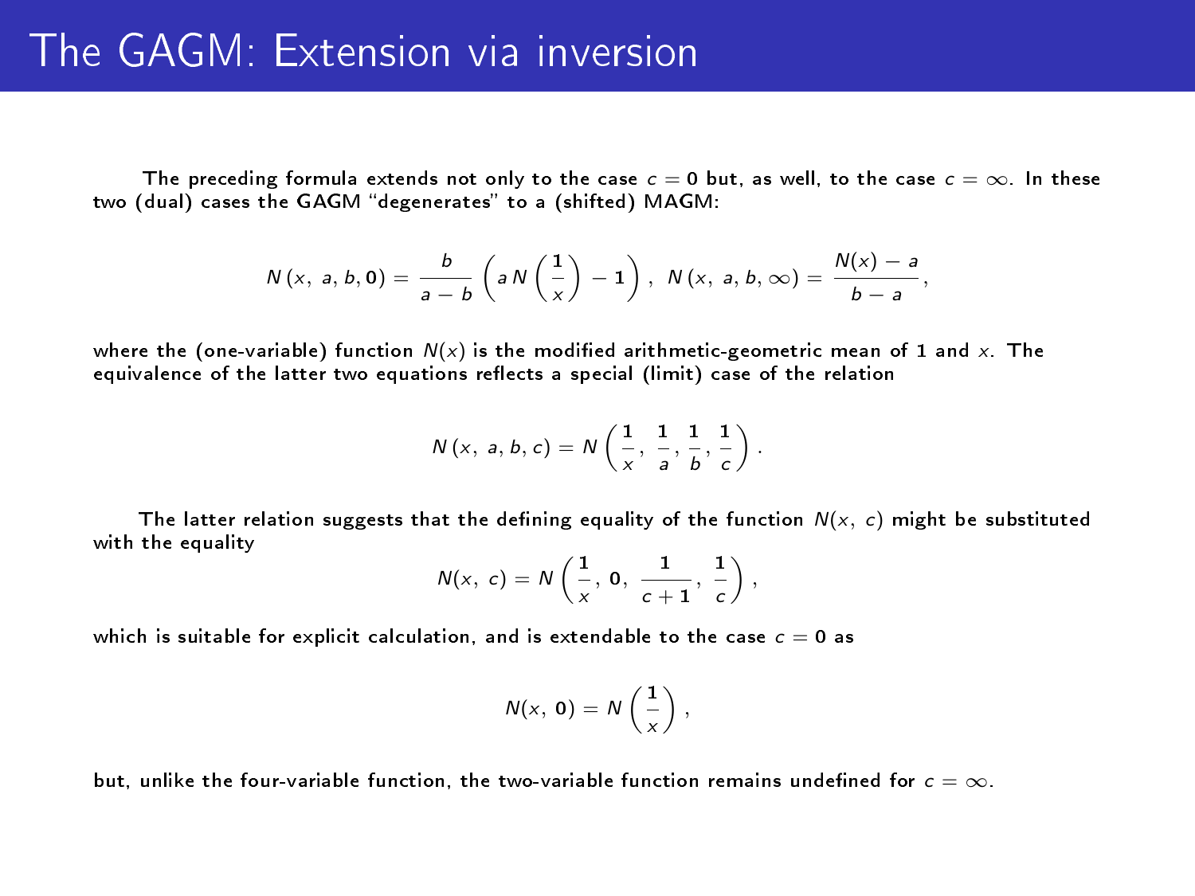# The GAGM: Extension via inversion

The preceding formula extends not only to the case $c = 0$ but, as well, to the case $c = \infty$. In these two (dual) cases the GAGM "degenerates" to a (shifted) MAGM:

$$N(x,\ a, b, 0) = \frac{b}{a-b}\left(a\, N\left(\frac{1}{x}\right) - 1\right),\ \ N(x,\ a, b, \infty) = \frac{N(x) - a}{b - a},$$

where the (one-variable) function $N(x)$ is the modified arithmetic-geometric mean of 1 and $x$. The equivalence of the latter two equations reflects a special (limit) case of the relation

$$N(x,\ a, b, c) = N\left(\frac{1}{x},\ \frac{1}{a}, \frac{1}{b}, \frac{1}{c}\right).$$

The latter relation suggests that the defining equality of the function $N(x,\ c)$ might be substituted with the equality

$$N(x,\ c) = N\left(\frac{1}{x},\ 0,\ \frac{1}{c+1},\ \frac{1}{c}\right),$$

which is suitable for explicit calculation, and is extendable to the case $c = 0$ as

$$N(x,\ 0) = N\left(\frac{1}{x}\right),$$

but, unlike the four-variable function, the two-variable function remains undefined for $c = \infty$.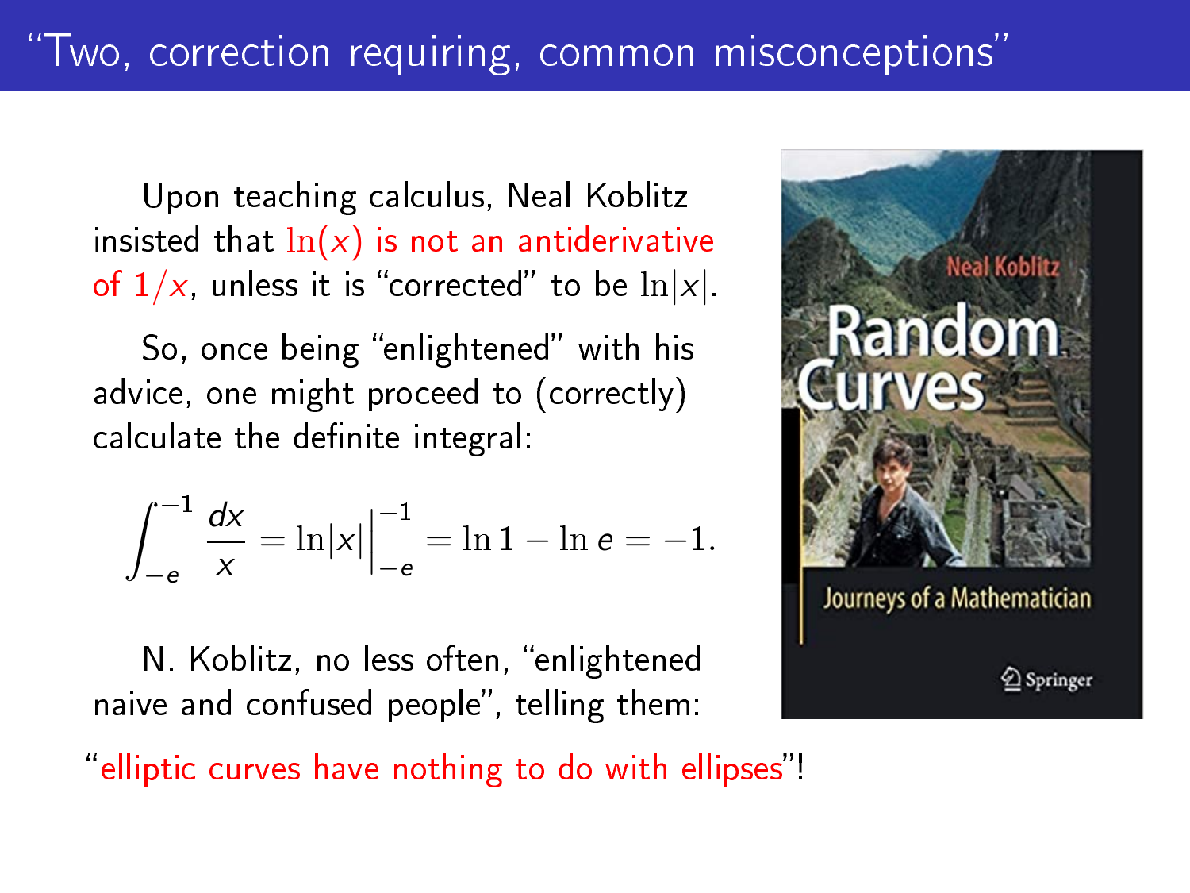# "Two, correction requiring, common misconceptions"

Upon teaching calculus, Neal Koblitz insisted that $\ln(x)$ is not an antiderivative of $1/x$, unless it is "corrected" to be $\ln|x|$.

So, once being "enlightened" with his advice, one might proceed to (correctly) calculate the definite integral:

$$\int_{-e}^{-1} \frac{dx}{x} = \ln|x|\Big|_{-e}^{-1} = \ln 1 - \ln e = -1.$$

N. Koblitz, no less often, "enlightened naive and confused people", telling them:

"elliptic curves have nothing to do with ellipses"!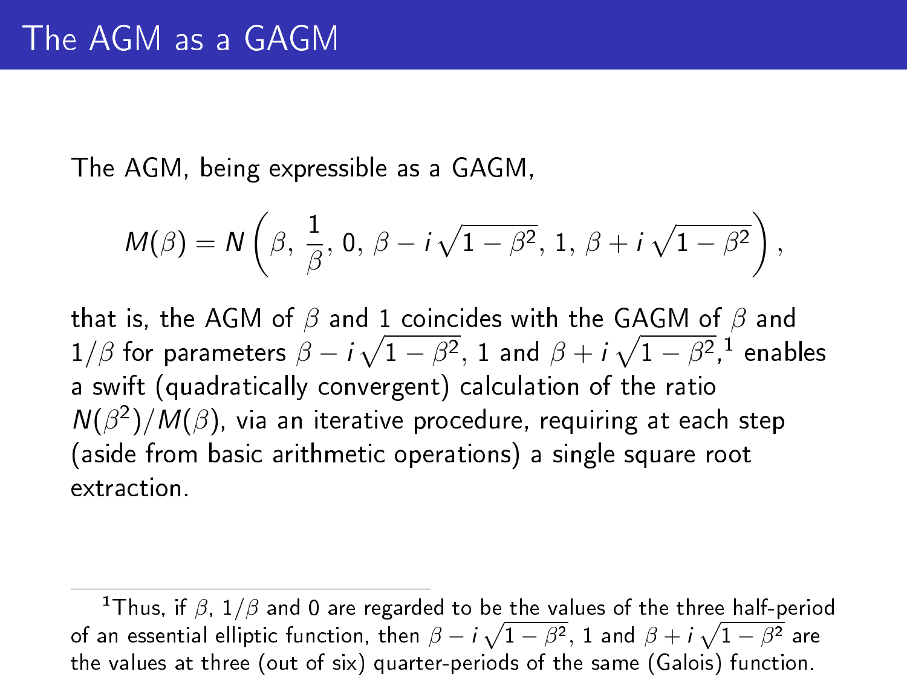# The AGM as a GAGM

The AGM, being expressible as a GAGM,

$$M(\beta) = N\left(\beta,\, \frac{1}{\beta},\, 0,\, \beta - i\sqrt{1-\beta^2},\, 1,\, \beta + i\sqrt{1-\beta^2}\right),$$

that is, the AGM of $\beta$ and 1 coincides with the GAGM of $\beta$ and $1/\beta$ for parameters $\beta - i\sqrt{1-\beta^2}$, 1 and $\beta + i\sqrt{1-\beta^2}$,[1] enables a swift (quadratically convergent) calculation of the ratio $N(\beta^2)/M(\beta)$, via an iterative procedure, requiring at each step (aside from basic arithmetic operations) a single square root extraction.

---

[1] Thus, if $\beta$, $1/\beta$ and 0 are regarded to be the values of the three half-period of an essential elliptic function, then $\beta - i\sqrt{1-\beta^2}$, 1 and $\beta + i\sqrt{1-\beta^2}$ are the values at three (out of six) quarter-periods of the same (Galois) function.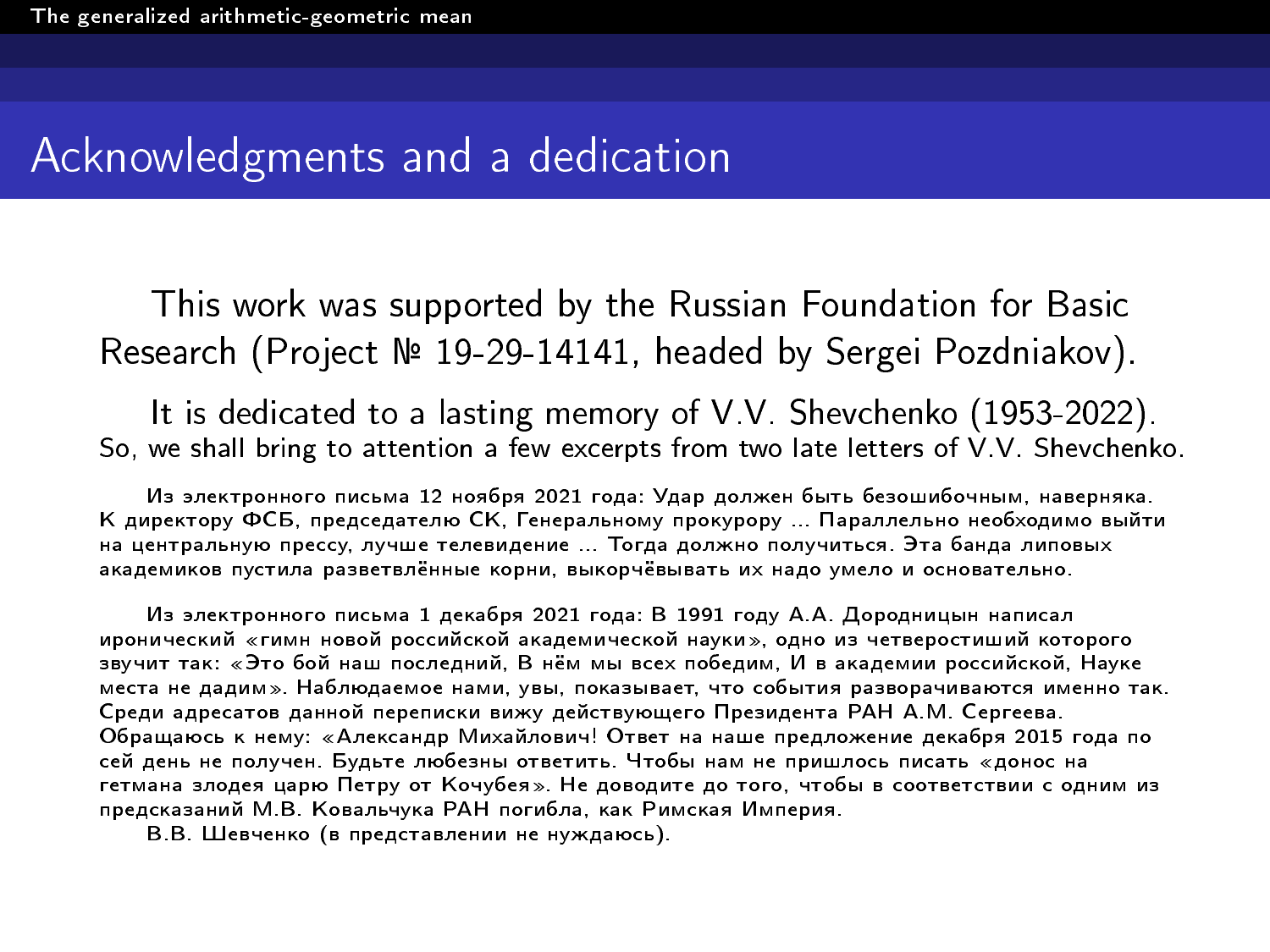# Acknowledgments and a dedication

This work was supported by the Russian Foundation for Basic Research (Project № 19-29-14141, headed by Sergei Pozdniakov).

It is dedicated to a lasting memory of V.V. Shevchenko (1953-2022). So, we shall bring to attention a few excerpts from two late letters of V.V. Shevchenko.

Из электронного письма 12 ноября 2021 года: Удар должен быть безошибочным, наверняка. К директору ФСБ, председателю СК, Генеральному прокурору ... Параллельно необходимо выйти на центральную прессу, лучше телевидение ... Тогда должно получиться. Эта банда липовых академиков пустила разветвлённые корни, выкорчёвывать их надо умело и основательно.

Из электронного письма 1 декабря 2021 года: В 1991 году А.А. Дородницын написал иронический «гимн новой российской академической науки», одно из четверостиший которого звучит так: «Это бой наш последний, В нём мы всех победим, И в академии российской, Науке места не дадим». Наблюдаемое нами, увы, показывает, что события разворачиваются именно так. Среди адресатов данной переписки вижу действующего Президента РАН А.М. Сергеева. Обращаюсь к нему: «Александр Михайлович! Ответ на наше предложение декабря 2015 года по сей день не получен. Будьте любезны ответить. Чтобы нам не пришлось писать «донос на гетмана злодея царю Петру от Кочубея». Не доводите до того, чтобы в соответствии с одним из предсказаний М.В. Ковальчука РАН погибла, как Римская Империя.

В.В. Шевченко (в представлении не нуждаюсь).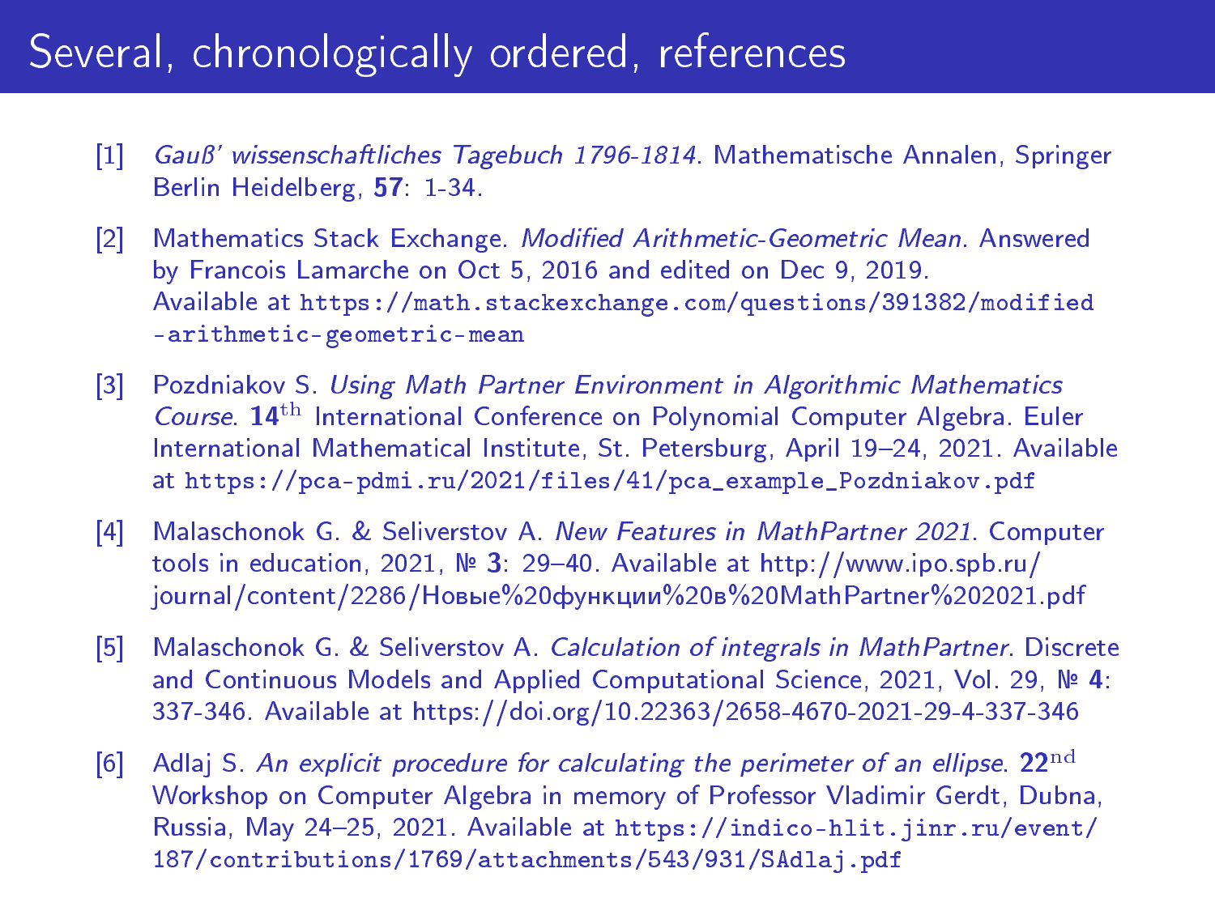# Several, chronologically ordered, references

[1] *Gauß' wissenschaftliches Tagebuch 1796-1814*. Mathematische Annalen, Springer Berlin Heidelberg, **57**: 1-34.

[2] Mathematics Stack Exchange. *Modified Arithmetic-Geometric Mean*. Answered by Francois Lamarche on Oct 5, 2016 and edited on Dec 9, 2019. Available at https://math.stackexchange.com/questions/391382/modified-arithmetic-geometric-mean

[3] Pozdniakov S. *Using Math Partner Environment in Algorithmic Mathematics Course*. **14**th International Conference on Polynomial Computer Algebra. Euler International Mathematical Institute, St. Petersburg, April 19–24, 2021. Available at https://pca-pdmi.ru/2021/files/41/pca_example_Pozdniakov.pdf

[4] Malaschonok G. & Seliverstov A. *New Features in MathPartner 2021*. Computer tools in education, 2021, № **3**: 29–40. Available at http://www.ipo.spb.ru/journal/content/2286/Новые%20функции%20в%20MathPartner%202021.pdf

[5] Malaschonok G. & Seliverstov A. *Calculation of integrals in MathPartner*. Discrete and Continuous Models and Applied Computational Science, 2021, Vol. 29, № **4**: 337-346. Available at https://doi.org/10.22363/2658-4670-2021-29-4-337-346

[6] Adlaj S. *An explicit procedure for calculating the perimeter of an ellipse*. **22**nd Workshop on Computer Algebra in memory of Professor Vladimir Gerdt, Dubna, Russia, May 24–25, 2021. Available at https://indico-hlit.jinr.ru/event/187/contributions/1769/attachments/543/931/SAdlaj.pdf